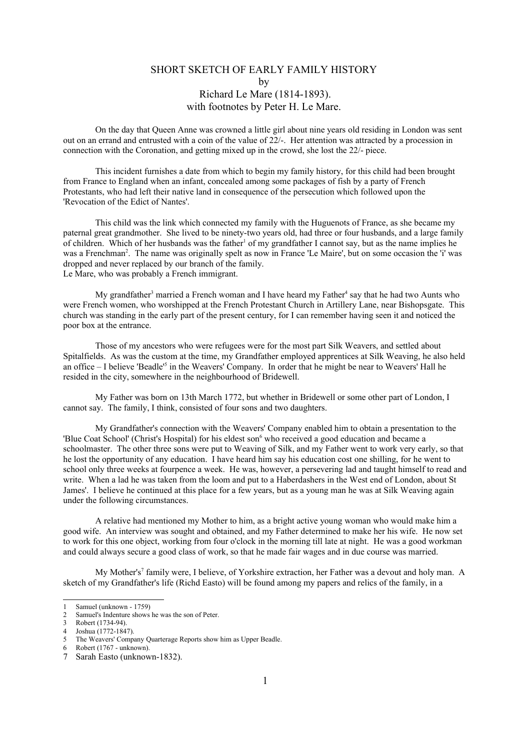# SHORT SKETCH OF EARLY FAMILY HISTORY
by
Richard Le Mare (1814-1893).
with footnotes by Peter H. Le Mare.

On the day that Queen Anne was crowned a little girl about nine years old residing in London was sent out on an errand and entrusted with a coin of the value of 22/-. Her attention was attracted by a procession in connection with the Coronation, and getting mixed up in the crowd, she lost the 22/- piece.

This incident furnishes a date from which to begin my family history, for this child had been brought from France to England when an infant, concealed among some packages of fish by a party of French Protestants, who had left their native land in consequence of the persecution which followed upon the 'Revocation of the Edict of Nantes'.

This child was the link which connected my family with the Huguenots of France, as she became my paternal great grandmother. She lived to be ninety-two years old, had three or four husbands, and a large family of children. Which of her husbands was the father[1] of my grandfather I cannot say, but as the name implies he was a Frenchman[2]. The name was originally spelt as now in France 'Le Maire', but on some occasion the 'i' was dropped and never replaced by our branch of the family.
Le Mare, who was probably a French immigrant.

My grandfather[3] married a French woman and I have heard my Father[4] say that he had two Aunts who were French women, who worshipped at the French Protestant Church in Artillery Lane, near Bishopsgate. This church was standing in the early part of the present century, for I can remember having seen it and noticed the poor box at the entrance.

Those of my ancestors who were refugees were for the most part Silk Weavers, and settled about Spitalfields. As was the custom at the time, my Grandfather employed apprentices at Silk Weaving, he also held an office – I believe 'Beadle'[5] in the Weavers' Company. In order that he might be near to Weavers' Hall he resided in the city, somewhere in the neighbourhood of Bridewell.

My Father was born on 13th March 1772, but whether in Bridewell or some other part of London, I cannot say. The family, I think, consisted of four sons and two daughters.

My Grandfather's connection with the Weavers' Company enabled him to obtain a presentation to the 'Blue Coat School' (Christ's Hospital) for his eldest son[6] who received a good education and became a schoolmaster. The other three sons were put to Weaving of Silk, and my Father went to work very early, so that he lost the opportunity of any education. I have heard him say his education cost one shilling, for he went to school only three weeks at fourpence a week. He was, however, a persevering lad and taught himself to read and write. When a lad he was taken from the loom and put to a Haberdashers in the West end of London, about St James'. I believe he continued at this place for a few years, but as a young man he was at Silk Weaving again under the following circumstances.

A relative had mentioned my Mother to him, as a bright active young woman who would make him a good wife. An interview was sought and obtained, and my Father determined to make her his wife. He now set to work for this one object, working from four o'clock in the morning till late at night. He was a good workman and could always secure a good class of work, so that he made fair wages and in due course was married.

My Mother's[7] family were, I believe, of Yorkshire extraction, her Father was a devout and holy man. A sketch of my Grandfather's life (Richd Easto) will be found among my papers and relics of the family, in a

---

1 Samuel (unknown - 1759)
2 Samuel's Indenture shows he was the son of Peter.
3 Robert (1734-94).
4 Joshua (1772-1847).
5 The Weavers' Company Quarterage Reports show him as Upper Beadle.
6 Robert (1767 - unknown).
7 Sarah Easto (unknown-1832).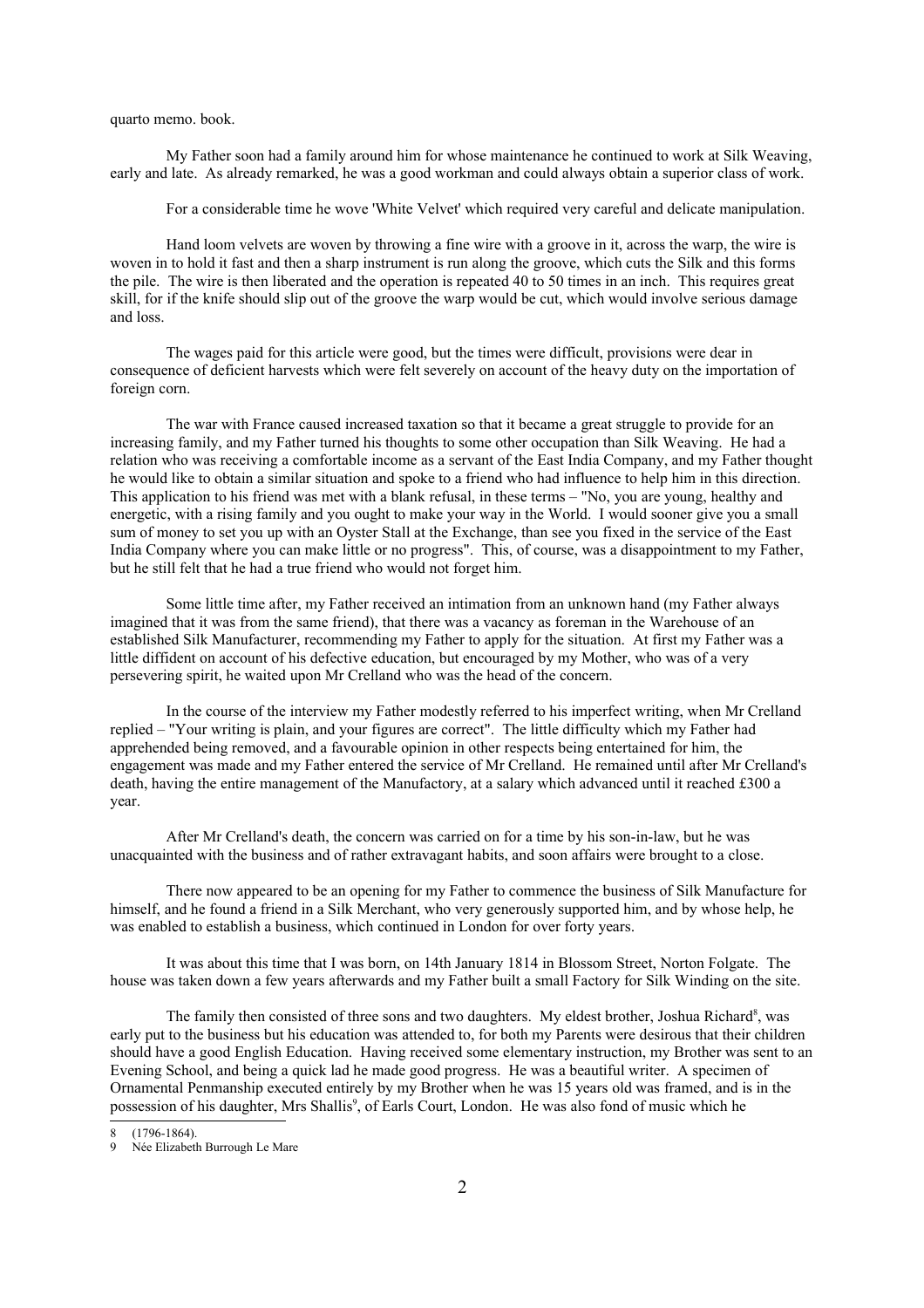quarto memo. book.

My Father soon had a family around him for whose maintenance he continued to work at Silk Weaving, early and late. As already remarked, he was a good workman and could always obtain a superior class of work.

For a considerable time he wove 'White Velvet' which required very careful and delicate manipulation.

Hand loom velvets are woven by throwing a fine wire with a groove in it, across the warp, the wire is woven in to hold it fast and then a sharp instrument is run along the groove, which cuts the Silk and this forms the pile. The wire is then liberated and the operation is repeated 40 to 50 times in an inch. This requires great skill, for if the knife should slip out of the groove the warp would be cut, which would involve serious damage and loss.

The wages paid for this article were good, but the times were difficult, provisions were dear in consequence of deficient harvests which were felt severely on account of the heavy duty on the importation of foreign corn.

The war with France caused increased taxation so that it became a great struggle to provide for an increasing family, and my Father turned his thoughts to some other occupation than Silk Weaving. He had a relation who was receiving a comfortable income as a servant of the East India Company, and my Father thought he would like to obtain a similar situation and spoke to a friend who had influence to help him in this direction. This application to his friend was met with a blank refusal, in these terms – "No, you are young, healthy and energetic, with a rising family and you ought to make your way in the World. I would sooner give you a small sum of money to set you up with an Oyster Stall at the Exchange, than see you fixed in the service of the East India Company where you can make little or no progress". This, of course, was a disappointment to my Father, but he still felt that he had a true friend who would not forget him.

Some little time after, my Father received an intimation from an unknown hand (my Father always imagined that it was from the same friend), that there was a vacancy as foreman in the Warehouse of an established Silk Manufacturer, recommending my Father to apply for the situation. At first my Father was a little diffident on account of his defective education, but encouraged by my Mother, who was of a very persevering spirit, he waited upon Mr Crelland who was the head of the concern.

In the course of the interview my Father modestly referred to his imperfect writing, when Mr Crelland replied – "Your writing is plain, and your figures are correct". The little difficulty which my Father had apprehended being removed, and a favourable opinion in other respects being entertained for him, the engagement was made and my Father entered the service of Mr Crelland. He remained until after Mr Crelland's death, having the entire management of the Manufactory, at a salary which advanced until it reached £300 a year.

After Mr Crelland's death, the concern was carried on for a time by his son-in-law, but he was unacquainted with the business and of rather extravagant habits, and soon affairs were brought to a close.

There now appeared to be an opening for my Father to commence the business of Silk Manufacture for himself, and he found a friend in a Silk Merchant, who very generously supported him, and by whose help, he was enabled to establish a business, which continued in London for over forty years.

It was about this time that I was born, on 14th January 1814 in Blossom Street, Norton Folgate. The house was taken down a few years afterwards and my Father built a small Factory for Silk Winding on the site.

The family then consisted of three sons and two daughters. My eldest brother, Joshua Richard[8], was early put to the business but his education was attended to, for both my Parents were desirous that their children should have a good English Education. Having received some elementary instruction, my Brother was sent to an Evening School, and being a quick lad he made good progress. He was a beautiful writer. A specimen of Ornamental Penmanship executed entirely by my Brother when he was 15 years old was framed, and is in the possession of his daughter, Mrs Shallis[9], of Earls Court, London. He was also fond of music which he

8 (1796-1864).

9 Née Elizabeth Burrough Le Mare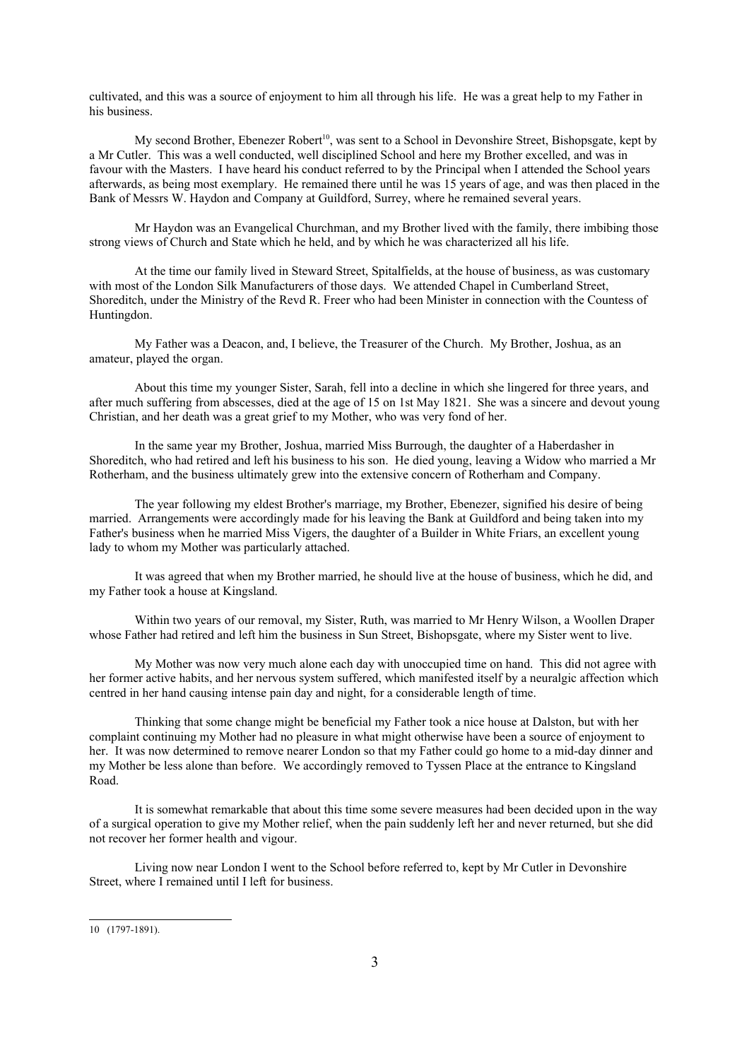cultivated, and this was a source of enjoyment to him all through his life. He was a great help to my Father in his business.

My second Brother, Ebenezer Robert[10], was sent to a School in Devonshire Street, Bishopsgate, kept by a Mr Cutler. This was a well conducted, well disciplined School and here my Brother excelled, and was in favour with the Masters. I have heard his conduct referred to by the Principal when I attended the School years afterwards, as being most exemplary. He remained there until he was 15 years of age, and was then placed in the Bank of Messrs W. Haydon and Company at Guildford, Surrey, where he remained several years.

Mr Haydon was an Evangelical Churchman, and my Brother lived with the family, there imbibing those strong views of Church and State which he held, and by which he was characterized all his life.

At the time our family lived in Steward Street, Spitalfields, at the house of business, as was customary with most of the London Silk Manufacturers of those days. We attended Chapel in Cumberland Street, Shoreditch, under the Ministry of the Revd R. Freer who had been Minister in connection with the Countess of Huntingdon.

My Father was a Deacon, and, I believe, the Treasurer of the Church. My Brother, Joshua, as an amateur, played the organ.

About this time my younger Sister, Sarah, fell into a decline in which she lingered for three years, and after much suffering from abscesses, died at the age of 15 on 1st May 1821. She was a sincere and devout young Christian, and her death was a great grief to my Mother, who was very fond of her.

In the same year my Brother, Joshua, married Miss Burrough, the daughter of a Haberdasher in Shoreditch, who had retired and left his business to his son. He died young, leaving a Widow who married a Mr Rotherham, and the business ultimately grew into the extensive concern of Rotherham and Company.

The year following my eldest Brother's marriage, my Brother, Ebenezer, signified his desire of being married. Arrangements were accordingly made for his leaving the Bank at Guildford and being taken into my Father's business when he married Miss Vigers, the daughter of a Builder in White Friars, an excellent young lady to whom my Mother was particularly attached.

It was agreed that when my Brother married, he should live at the house of business, which he did, and my Father took a house at Kingsland.

Within two years of our removal, my Sister, Ruth, was married to Mr Henry Wilson, a Woollen Draper whose Father had retired and left him the business in Sun Street, Bishopsgate, where my Sister went to live.

My Mother was now very much alone each day with unoccupied time on hand. This did not agree with her former active habits, and her nervous system suffered, which manifested itself by a neuralgic affection which centred in her hand causing intense pain day and night, for a considerable length of time.

Thinking that some change might be beneficial my Father took a nice house at Dalston, but with her complaint continuing my Mother had no pleasure in what might otherwise have been a source of enjoyment to her. It was now determined to remove nearer London so that my Father could go home to a mid-day dinner and my Mother be less alone than before. We accordingly removed to Tyssen Place at the entrance to Kingsland Road.

It is somewhat remarkable that about this time some severe measures had been decided upon in the way of a surgical operation to give my Mother relief, when the pain suddenly left her and never returned, but she did not recover her former health and vigour.

Living now near London I went to the School before referred to, kept by Mr Cutler in Devonshire Street, where I remained until I left for business.

---

10 (1797-1891).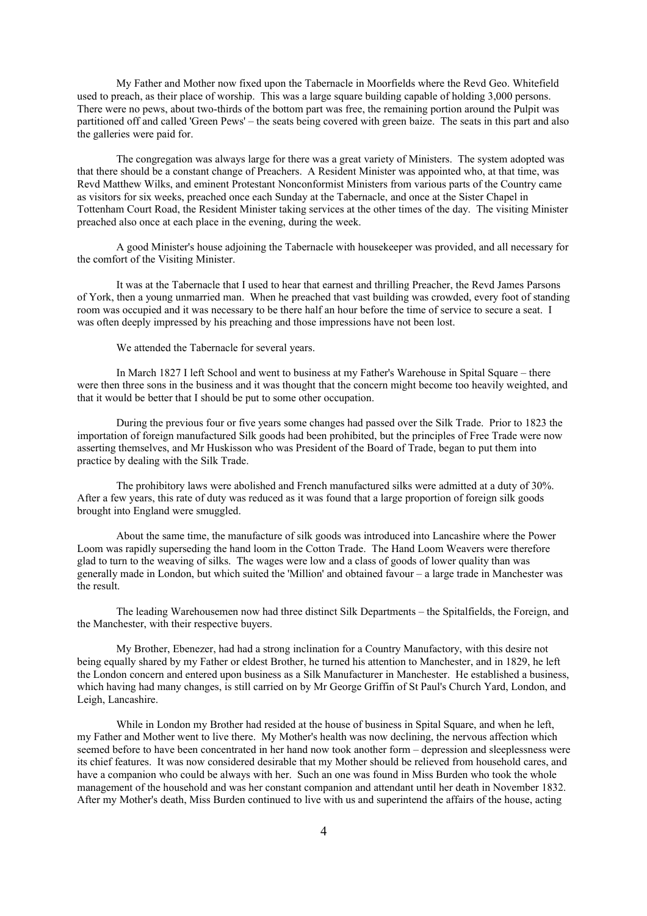My Father and Mother now fixed upon the Tabernacle in Moorfields where the Revd Geo. Whitefield used to preach, as their place of worship. This was a large square building capable of holding 3,000 persons. There were no pews, about two-thirds of the bottom part was free, the remaining portion around the Pulpit was partitioned off and called 'Green Pews' – the seats being covered with green baize. The seats in this part and also the galleries were paid for.

The congregation was always large for there was a great variety of Ministers. The system adopted was that there should be a constant change of Preachers. A Resident Minister was appointed who, at that time, was Revd Matthew Wilks, and eminent Protestant Nonconformist Ministers from various parts of the Country came as visitors for six weeks, preached once each Sunday at the Tabernacle, and once at the Sister Chapel in Tottenham Court Road, the Resident Minister taking services at the other times of the day. The visiting Minister preached also once at each place in the evening, during the week.

A good Minister's house adjoining the Tabernacle with housekeeper was provided, and all necessary for the comfort of the Visiting Minister.

It was at the Tabernacle that I used to hear that earnest and thrilling Preacher, the Revd James Parsons of York, then a young unmarried man. When he preached that vast building was crowded, every foot of standing room was occupied and it was necessary to be there half an hour before the time of service to secure a seat. I was often deeply impressed by his preaching and those impressions have not been lost.

We attended the Tabernacle for several years.

In March 1827 I left School and went to business at my Father's Warehouse in Spital Square – there were then three sons in the business and it was thought that the concern might become too heavily weighted, and that it would be better that I should be put to some other occupation.

During the previous four or five years some changes had passed over the Silk Trade. Prior to 1823 the importation of foreign manufactured Silk goods had been prohibited, but the principles of Free Trade were now asserting themselves, and Mr Huskisson who was President of the Board of Trade, began to put them into practice by dealing with the Silk Trade.

The prohibitory laws were abolished and French manufactured silks were admitted at a duty of 30%. After a few years, this rate of duty was reduced as it was found that a large proportion of foreign silk goods brought into England were smuggled.

About the same time, the manufacture of silk goods was introduced into Lancashire where the Power Loom was rapidly superseding the hand loom in the Cotton Trade. The Hand Loom Weavers were therefore glad to turn to the weaving of silks. The wages were low and a class of goods of lower quality than was generally made in London, but which suited the 'Million' and obtained favour – a large trade in Manchester was the result.

The leading Warehousemen now had three distinct Silk Departments – the Spitalfields, the Foreign, and the Manchester, with their respective buyers.

My Brother, Ebenezer, had had a strong inclination for a Country Manufactory, with this desire not being equally shared by my Father or eldest Brother, he turned his attention to Manchester, and in 1829, he left the London concern and entered upon business as a Silk Manufacturer in Manchester. He established a business, which having had many changes, is still carried on by Mr George Griffin of St Paul's Church Yard, London, and Leigh, Lancashire.

While in London my Brother had resided at the house of business in Spital Square, and when he left, my Father and Mother went to live there. My Mother's health was now declining, the nervous affection which seemed before to have been concentrated in her hand now took another form – depression and sleeplessness were its chief features. It was now considered desirable that my Mother should be relieved from household cares, and have a companion who could be always with her. Such an one was found in Miss Burden who took the whole management of the household and was her constant companion and attendant until her death in November 1832. After my Mother's death, Miss Burden continued to live with us and superintend the affairs of the house, acting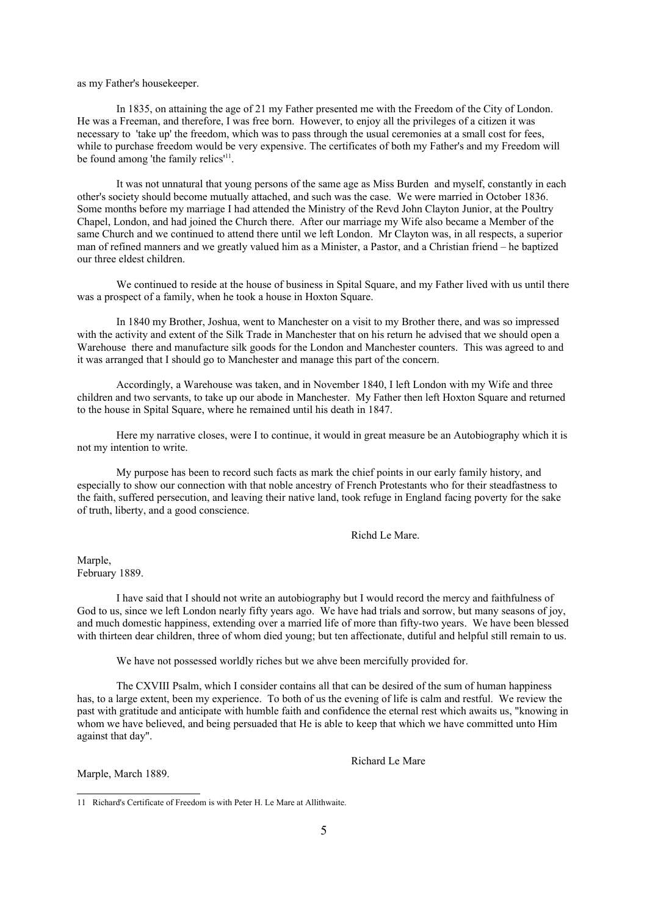as my Father's housekeeper.

In 1835, on attaining the age of 21 my Father presented me with the Freedom of the City of London. He was a Freeman, and therefore, I was free born. However, to enjoy all the privileges of a citizen it was necessary to 'take up' the freedom, which was to pass through the usual ceremonies at a small cost for fees, while to purchase freedom would be very expensive. The certificates of both my Father's and my Freedom will be found among 'the family relics'[11].

It was not unnatural that young persons of the same age as Miss Burden and myself, constantly in each other's society should become mutually attached, and such was the case. We were married in October 1836. Some months before my marriage I had attended the Ministry of the Revd John Clayton Junior, at the Poultry Chapel, London, and had joined the Church there. After our marriage my Wife also became a Member of the same Church and we continued to attend there until we left London. Mr Clayton was, in all respects, a superior man of refined manners and we greatly valued him as a Minister, a Pastor, and a Christian friend – he baptized our three eldest children.

We continued to reside at the house of business in Spital Square, and my Father lived with us until there was a prospect of a family, when he took a house in Hoxton Square.

In 1840 my Brother, Joshua, went to Manchester on a visit to my Brother there, and was so impressed with the activity and extent of the Silk Trade in Manchester that on his return he advised that we should open a Warehouse there and manufacture silk goods for the London and Manchester counters. This was agreed to and it was arranged that I should go to Manchester and manage this part of the concern.

Accordingly, a Warehouse was taken, and in November 1840, I left London with my Wife and three children and two servants, to take up our abode in Manchester. My Father then left Hoxton Square and returned to the house in Spital Square, where he remained until his death in 1847.

Here my narrative closes, were I to continue, it would in great measure be an Autobiography which it is not my intention to write.

My purpose has been to record such facts as mark the chief points in our early family history, and especially to show our connection with that noble ancestry of French Protestants who for their steadfastness to the faith, suffered persecution, and leaving their native land, took refuge in England facing poverty for the sake of truth, liberty, and a good conscience.

Richd Le Mare.

Marple,
February 1889.

I have said that I should not write an autobiography but I would record the mercy and faithfulness of God to us, since we left London nearly fifty years ago. We have had trials and sorrow, but many seasons of joy, and much domestic happiness, extending over a married life of more than fifty-two years. We have been blessed with thirteen dear children, three of whom died young; but ten affectionate, dutiful and helpful still remain to us.

We have not possessed worldly riches but we ahve been mercifully provided for.

The CXVIII Psalm, which I consider contains all that can be desired of the sum of human happiness has, to a large extent, been my experience. To both of us the evening of life is calm and restful. We review the past with gratitude and anticipate with humble faith and confidence the eternal rest which awaits us, "knowing in whom we have believed, and being persuaded that He is able to keep that which we have committed unto Him against that day".

Richard Le Mare

Marple, March 1889.

---

11 Richard's Certificate of Freedom is with Peter H. Le Mare at Allithwaite.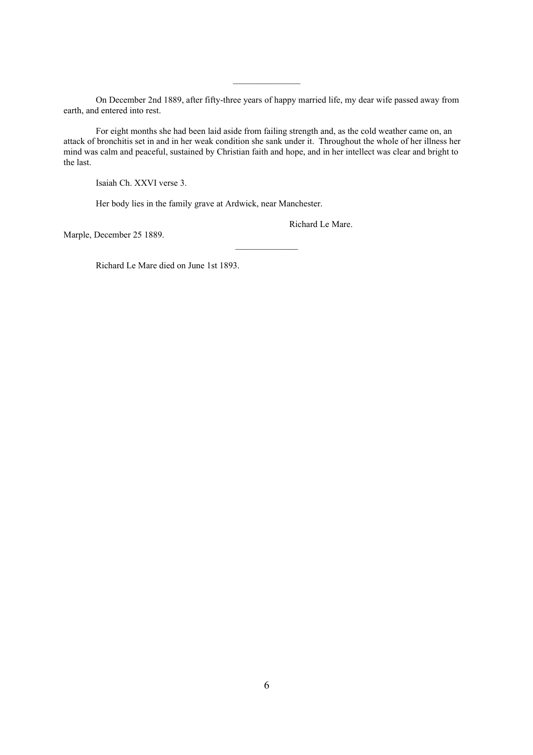---

On December 2nd 1889, after fifty-three years of happy married life, my dear wife passed away from earth, and entered into rest.

For eight months she had been laid aside from failing strength and, as the cold weather came on, an attack of bronchitis set in and in her weak condition she sank under it. Throughout the whole of her illness her mind was calm and peaceful, sustained by Christian faith and hope, and in her intellect was clear and bright to the last.

Isaiah Ch. XXVI verse 3.

Her body lies in the family grave at Ardwick, near Manchester.

Richard Le Mare.

Marple, December 25 1889.

---

Richard Le Mare died on June 1st 1893.